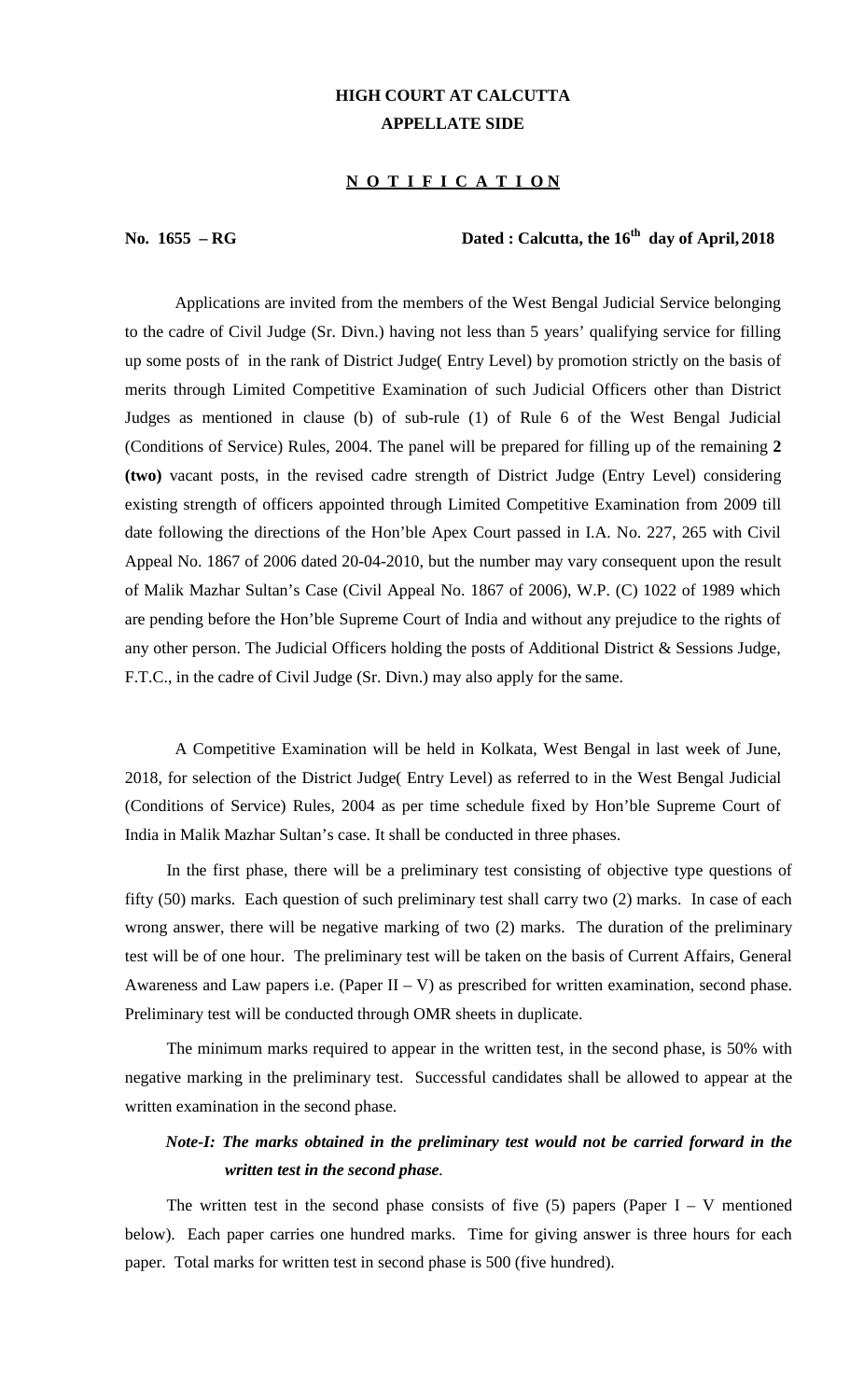# HIGH COURT AT CALCUTTA
## APPELLATE SIDE

**N O T I F I C A T I O N**

**No. 1655 – RG** **Dated : Calcutta, the 16th day of April, 2018**

Applications are invited from the members of the West Bengal Judicial Service belonging to the cadre of Civil Judge (Sr. Divn.) having not less than 5 years' qualifying service for filling up some posts of in the rank of District Judge( Entry Level) by promotion strictly on the basis of merits through Limited Competitive Examination of such Judicial Officers other than District Judges as mentioned in clause (b) of sub-rule (1) of Rule 6 of the West Bengal Judicial (Conditions of Service) Rules, 2004. The panel will be prepared for filling up of the remaining **2 (two)** vacant posts, in the revised cadre strength of District Judge (Entry Level) considering existing strength of officers appointed through Limited Competitive Examination from 2009 till date following the directions of the Hon'ble Apex Court passed in I.A. No. 227, 265 with Civil Appeal No. 1867 of 2006 dated 20-04-2010, but the number may vary consequent upon the result of Malik Mazhar Sultan's Case (Civil Appeal No. 1867 of 2006), W.P. (C) 1022 of 1989 which are pending before the Hon'ble Supreme Court of India and without any prejudice to the rights of any other person. The Judicial Officers holding the posts of Additional District & Sessions Judge, F.T.C., in the cadre of Civil Judge (Sr. Divn.) may also apply for the same.

A Competitive Examination will be held in Kolkata, West Bengal in last week of June, 2018, for selection of the District Judge( Entry Level) as referred to in the West Bengal Judicial (Conditions of Service) Rules, 2004 as per time schedule fixed by Hon'ble Supreme Court of India in Malik Mazhar Sultan's case. It shall be conducted in three phases.

In the first phase, there will be a preliminary test consisting of objective type questions of fifty (50) marks. Each question of such preliminary test shall carry two (2) marks. In case of each wrong answer, there will be negative marking of two (2) marks. The duration of the preliminary test will be of one hour. The preliminary test will be taken on the basis of Current Affairs, General Awareness and Law papers i.e. (Paper II – V) as prescribed for written examination, second phase. Preliminary test will be conducted through OMR sheets in duplicate.

The minimum marks required to appear in the written test, in the second phase, is 50% with negative marking in the preliminary test. Successful candidates shall be allowed to appear at the written examination in the second phase.

***Note-I: The marks obtained in the preliminary test would not be carried forward in the written test in the second phase*.**

The written test in the second phase consists of five (5) papers (Paper I – V mentioned below). Each paper carries one hundred marks. Time for giving answer is three hours for each paper. Total marks for written test in second phase is 500 (five hundred).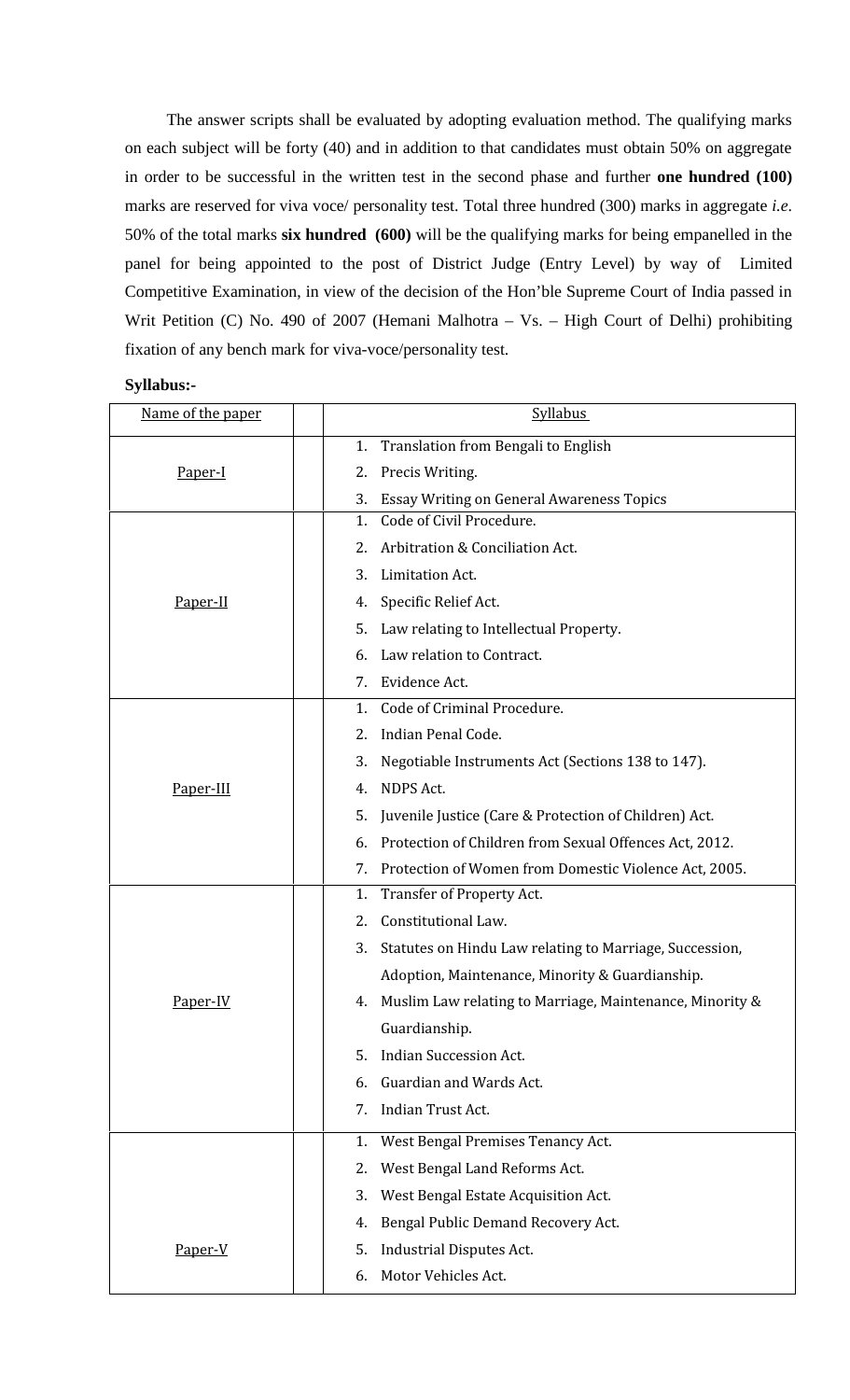The answer scripts shall be evaluated by adopting evaluation method. The qualifying marks on each subject will be forty (40) and in addition to that candidates must obtain 50% on aggregate in order to be successful in the written test in the second phase and further **one hundred (100)** marks are reserved for viva voce/ personality test. Total three hundred (300) marks in aggregate *i.e*. 50% of the total marks **six hundred (600)** will be the qualifying marks for being empanelled in the panel for being appointed to the post of District Judge (Entry Level) by way of Limited Competitive Examination, in view of the decision of the Hon'ble Supreme Court of India passed in Writ Petition (C) No. 490 of 2007 (Hemani Malhotra – Vs. – High Court of Delhi) prohibiting fixation of any bench mark for viva-voce/personality test.

**Syllabus:-**

| Name of the paper | | Syllabus |
|---|---|---|
| Paper-I | | 1. Translation from Bengali to English<br>2. Precis Writing.<br>3. Essay Writing on General Awareness Topics |
| Paper-II | | 1. Code of Civil Procedure.<br>2. Arbitration & Conciliation Act.<br>3. Limitation Act.<br>4. Specific Relief Act.<br>5. Law relating to Intellectual Property.<br>6. Law relation to Contract.<br>7. Evidence Act. |
| Paper-III | | 1. Code of Criminal Procedure.<br>2. Indian Penal Code.<br>3. Negotiable Instruments Act (Sections 138 to 147).<br>4. NDPS Act.<br>5. Juvenile Justice (Care & Protection of Children) Act.<br>6. Protection of Children from Sexual Offences Act, 2012.<br>7. Protection of Women from Domestic Violence Act, 2005. |
| Paper-IV | | 1. Transfer of Property Act.<br>2. Constitutional Law.<br>3. Statutes on Hindu Law relating to Marriage, Succession, Adoption, Maintenance, Minority & Guardianship.<br>4. Muslim Law relating to Marriage, Maintenance, Minority & Guardianship.<br>5. Indian Succession Act.<br>6. Guardian and Wards Act.<br>7. Indian Trust Act. |
| Paper-V | | 1. West Bengal Premises Tenancy Act.<br>2. West Bengal Land Reforms Act.<br>3. West Bengal Estate Acquisition Act.<br>4. Bengal Public Demand Recovery Act.<br>5. Industrial Disputes Act.<br>6. Motor Vehicles Act. |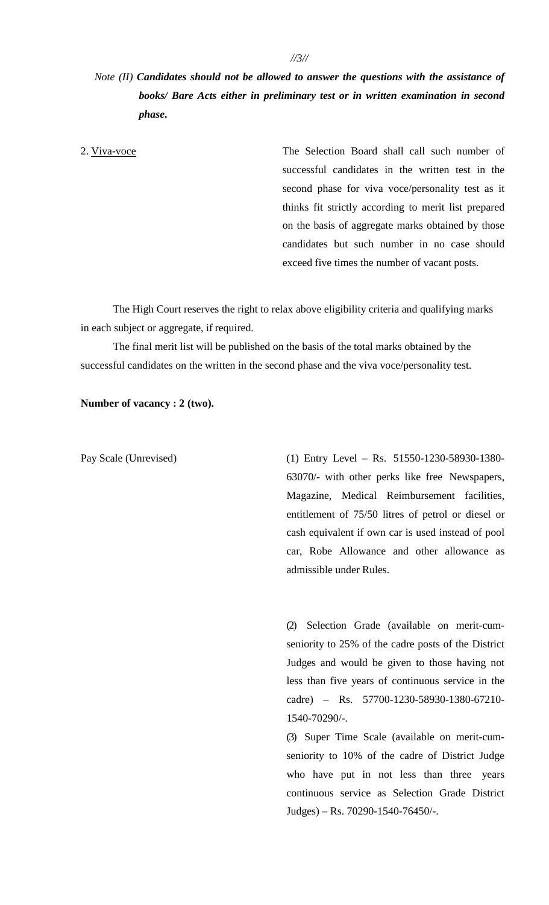*Note (II)* ***Candidates should not be allowed to answer the questions with the assistance of books/ Bare Acts either in preliminary test or in written examination in second phase.***

2. <u>Viva-voce</u>

The Selection Board shall call such number of successful candidates in the written test in the second phase for viva voce/personality test as it thinks fit strictly according to merit list prepared on the basis of aggregate marks obtained by those candidates but such number in no case should exceed five times the number of vacant posts.

The High Court reserves the right to relax above eligibility criteria and qualifying marks in each subject or aggregate, if required.

The final merit list will be published on the basis of the total marks obtained by the successful candidates on the written in the second phase and the viva voce/personality test.

**Number of vacancy : 2 (two).**

Pay Scale (Unrevised)

(1) Entry Level – Rs. 51550-1230-58930-1380-63070/- with other perks like free Newspapers, Magazine, Medical Reimbursement facilities, entitlement of 75/50 litres of petrol or diesel or cash equivalent if own car is used instead of pool car, Robe Allowance and other allowance as admissible under Rules.

(2) Selection Grade (available on merit-cum-seniority to 25% of the cadre posts of the District Judges and would be given to those having not less than five years of continuous service in the cadre) – Rs. 57700-1230-58930-1380-67210-1540-70290/-.

(3) Super Time Scale (available on merit-cum-seniority to 10% of the cadre of District Judge who have put in not less than three years continuous service as Selection Grade District Judges) – Rs. 70290-1540-76450/-.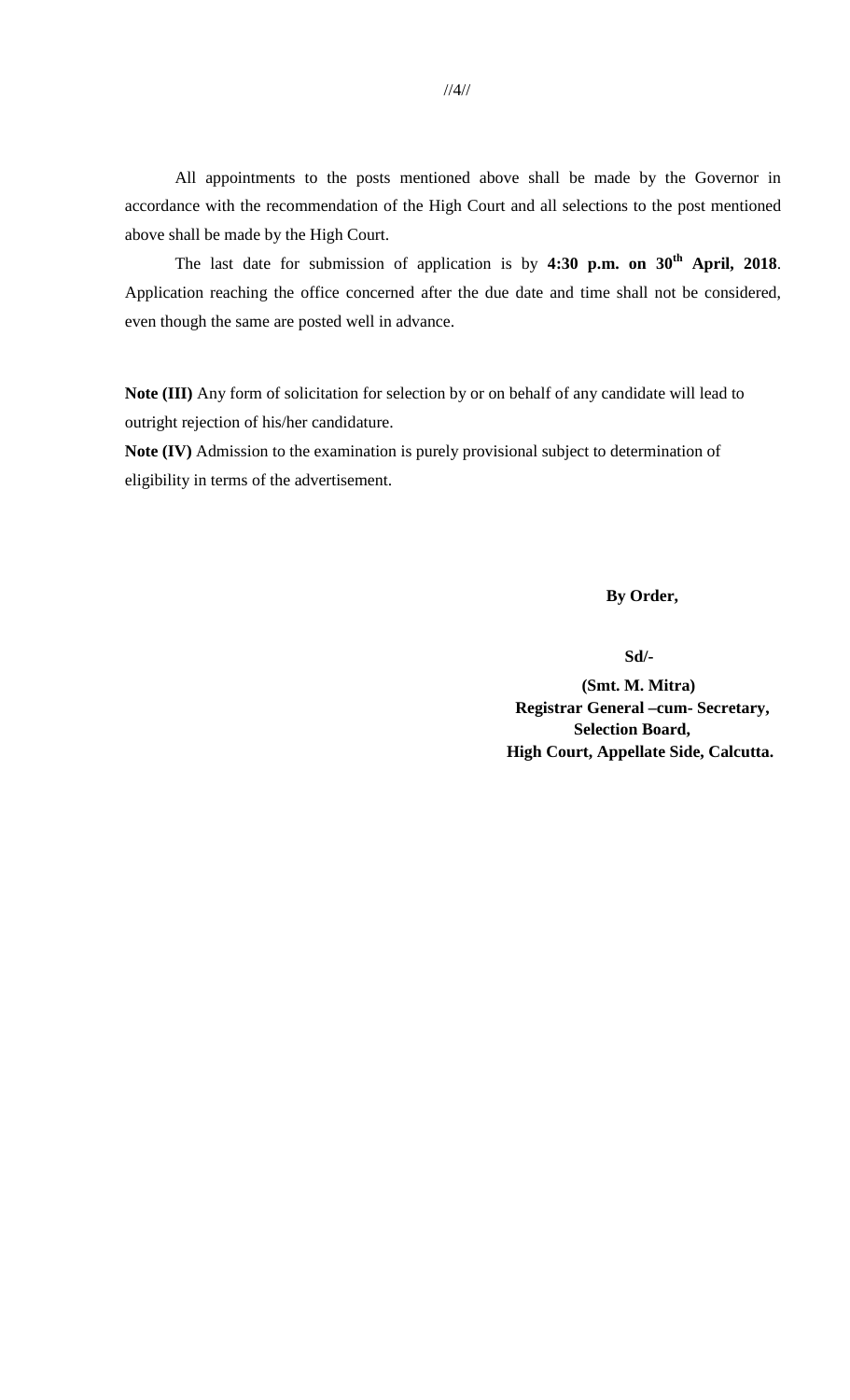All appointments to the posts mentioned above shall be made by the Governor in accordance with the recommendation of the High Court and all selections to the post mentioned above shall be made by the High Court.

The last date for submission of application is by **4:30 p.m. on 30th April, 2018**. Application reaching the office concerned after the due date and time shall not be considered, even though the same are posted well in advance.

**Note (III)** Any form of solicitation for selection by or on behalf of any candidate will lead to outright rejection of his/her candidature.

**Note (IV)** Admission to the examination is purely provisional subject to determination of eligibility in terms of the advertisement.

**By Order,**

**Sd/-**

**(Smt. M. Mitra)**
**Registrar General –cum- Secretary,**
**Selection Board,**
**High Court, Appellate Side, Calcutta.**